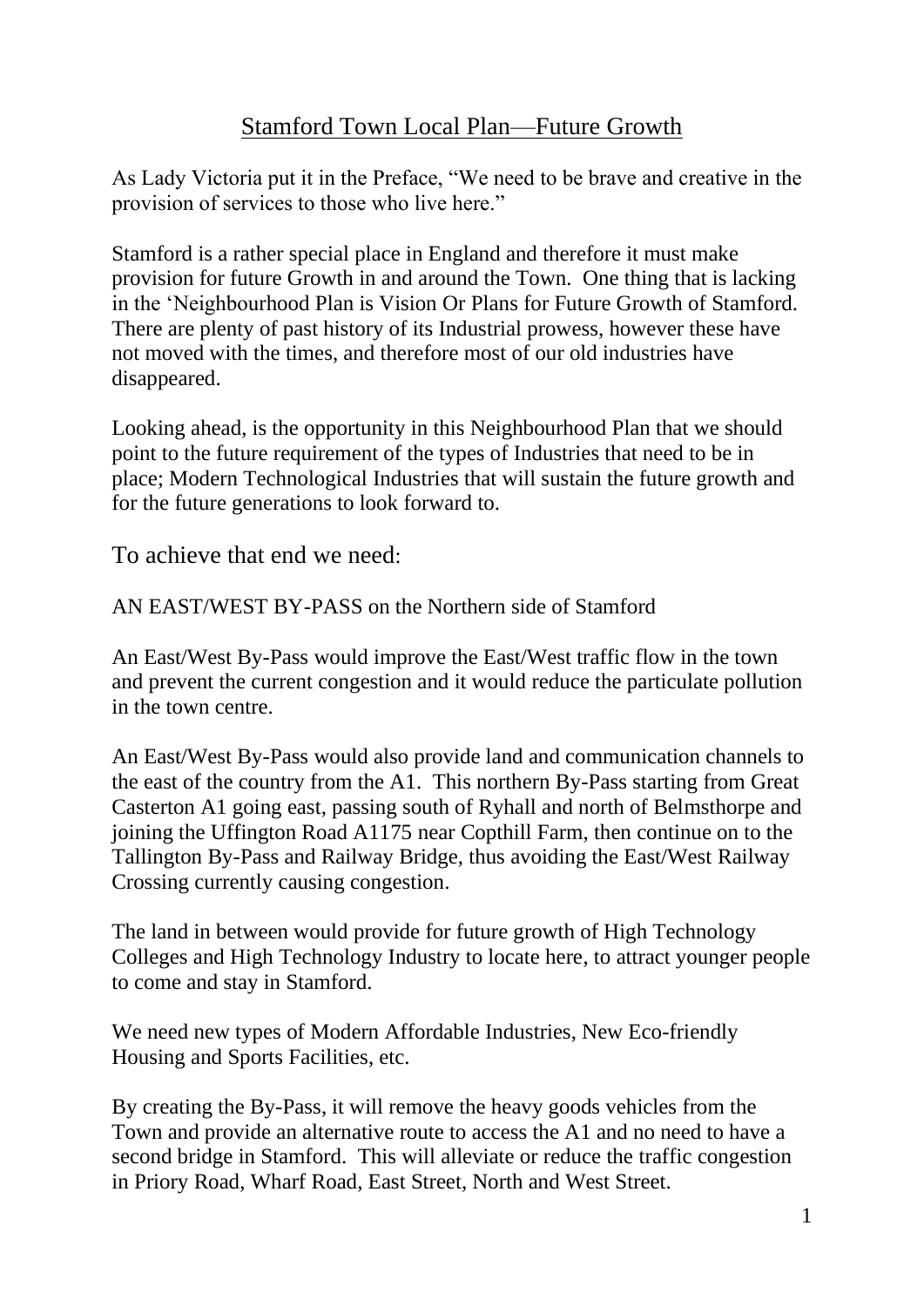# Stamford Town Local Plan—Future Growth

As Lady Victoria put it in the Preface, "We need to be brave and creative in the provision of services to those who live here."

Stamford is a rather special place in England and therefore it must make provision for future Growth in and around the Town. One thing that is lacking in the 'Neighbourhood Plan is Vision Or Plans for Future Growth of Stamford. There are plenty of past history of its Industrial prowess, however these have not moved with the times, and therefore most of our old industries have disappeared.

Looking ahead, is the opportunity in this Neighbourhood Plan that we should point to the future requirement of the types of Industries that need to be in place; Modern Technological Industries that will sustain the future growth and for the future generations to look forward to.

To achieve that end we need:

AN EAST/WEST BY-PASS on the Northern side of Stamford

An East/West By-Pass would improve the East/West traffic flow in the town and prevent the current congestion and it would reduce the particulate pollution in the town centre.

An East/West By-Pass would also provide land and communication channels to the east of the country from the A1. This northern By-Pass starting from Great Casterton A1 going east, passing south of Ryhall and north of Belmsthorpe and joining the Uffington Road A1175 near Copthill Farm, then continue on to the Tallington By-Pass and Railway Bridge, thus avoiding the East/West Railway Crossing currently causing congestion.

The land in between would provide for future growth of High Technology Colleges and High Technology Industry to locate here, to attract younger people to come and stay in Stamford.

We need new types of Modern Affordable Industries, New Eco-friendly Housing and Sports Facilities, etc.

By creating the By-Pass, it will remove the heavy goods vehicles from the Town and provide an alternative route to access the A1 and no need to have a second bridge in Stamford. This will alleviate or reduce the traffic congestion in Priory Road, Wharf Road, East Street, North and West Street.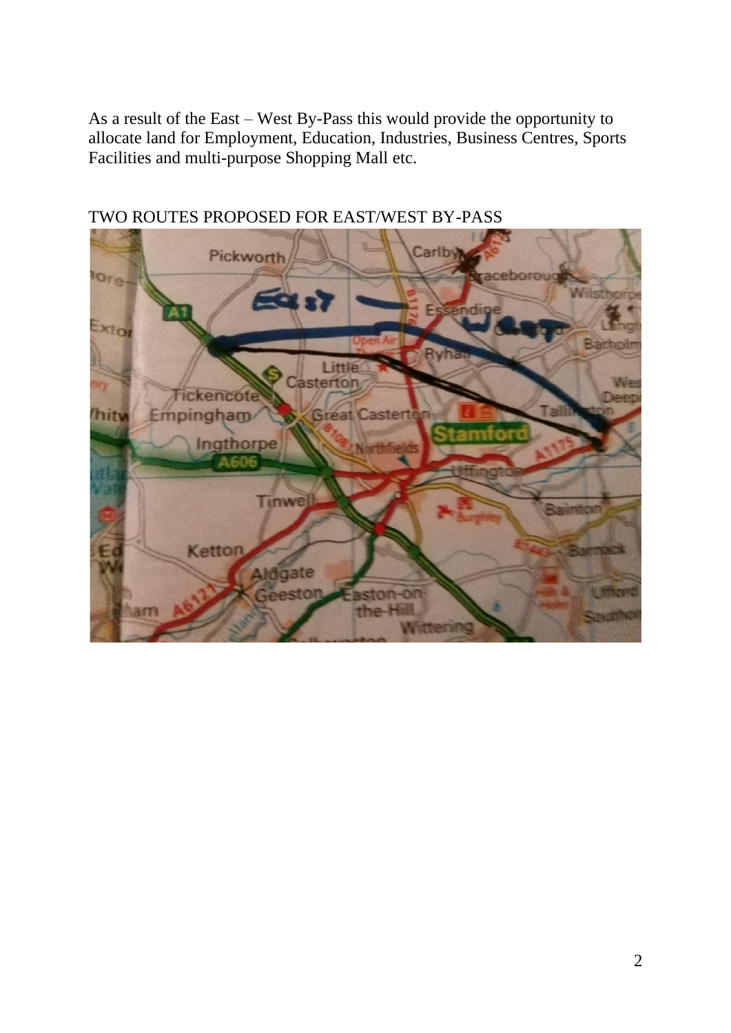As a result of the East – West By-Pass this would provide the opportunity to allocate land for Employment, Education, Industries, Business Centres, Sports Facilities and multi-purpose Shopping Mall etc.

TWO ROUTES PROPOSED FOR EAST/WEST BY-PASS